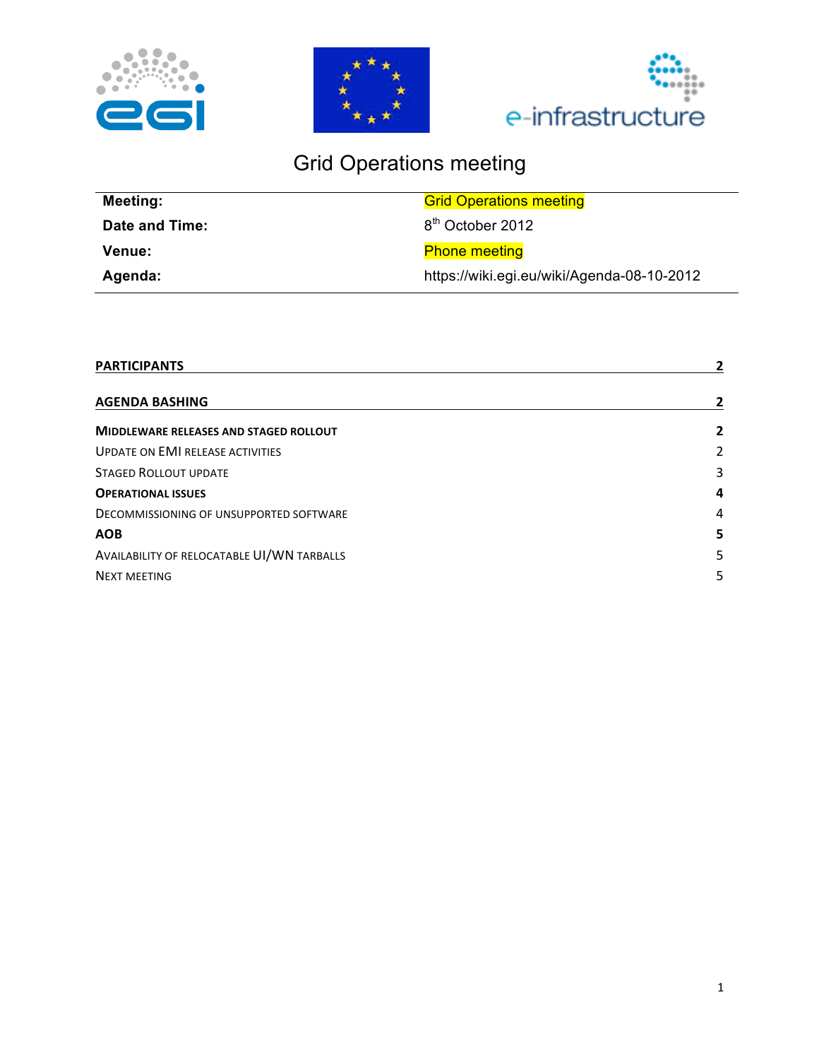# Grid Operations meeting

| Meeting: | Grid Operations meeting |
| --- | --- |
| Date and Time: | 8th October 2012 |
| Venue: | Phone meeting |
| Agenda: | https://wiki.egi.eu/wiki/Agenda-08-10-2012 |

**PARTICIPANTS** 2

**AGENDA BASHING** 2

**MIDDLEWARE RELEASES AND STAGED ROLLOUT** 2

UPDATE ON EMI RELEASE ACTIVITIES 2

STAGED ROLLOUT UPDATE 3

**OPERATIONAL ISSUES** 4

DECOMMISSIONING OF UNSUPPORTED SOFTWARE 4

**AOB** 5

AVAILABILITY OF RELOCATABLE UI/WN TARBALLS 5

NEXT MEETING 5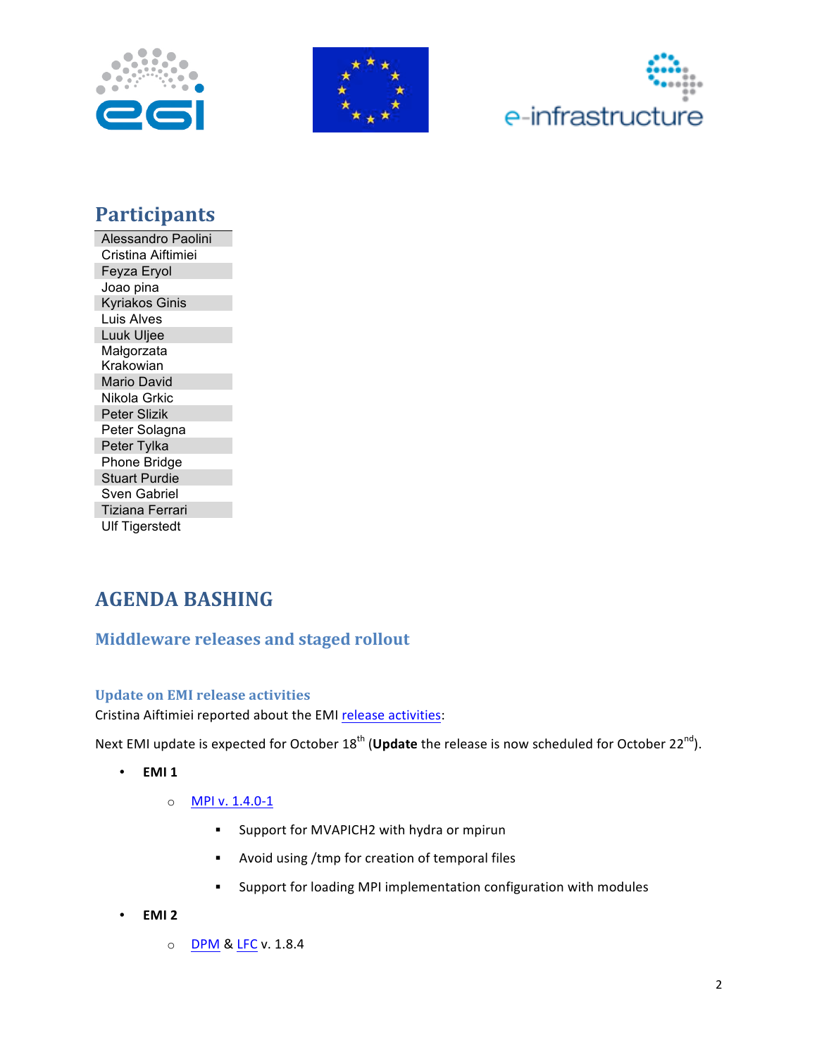## Participants

| Alessandro Paolini |
|---|
| Cristina Aiftimiei |
| Feyza Eryol |
| Joao pina |
| Kyriakos Ginis |
| Luis Alves |
| Luuk Uljee |
| Małgorzata Krakowian |
| Mario David |
| Nikola Grkic |
| Peter Slizik |
| Peter Solagna |
| Peter Tylka |
| Phone Bridge |
| Stuart Purdie |
| Sven Gabriel |
| Tiziana Ferrari |
| Ulf Tigerstedt |

# AGENDA BASHING

## Middleware releases and staged rollout

### Update on EMI release activities

Cristina Aiftimiei reported about the EMI release activities:

Next EMI update is expected for October 18th (**Update** the release is now scheduled for October 22nd).

- **EMI 1**
  - MPI v. 1.4.0-1
    - Support for MVAPICH2 with hydra or mpirun
    - Avoid using /tmp for creation of temporal files
    - Support for loading MPI implementation configuration with modules
- **EMI 2**
  - DPM & LFC v. 1.8.4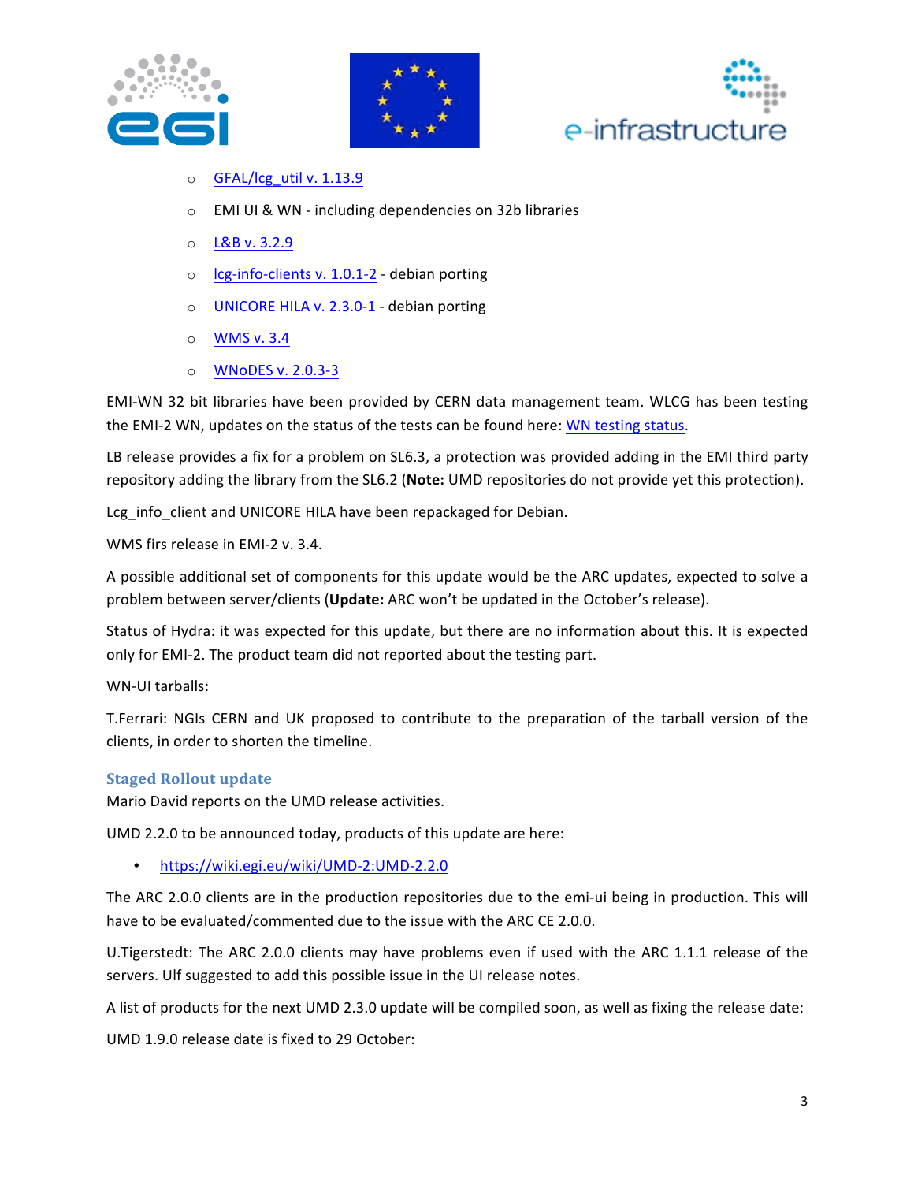- GFAL/lcg_util v. 1.13.9
- EMI UI & WN - including dependencies on 32b libraries
- L&B v. 3.2.9
- lcg-info-clients v. 1.0.1-2 - debian porting
- UNICORE HILA v. 2.3.0-1 - debian porting
- WMS v. 3.4
- WNoDES v. 2.0.3-3

EMI-WN 32 bit libraries have been provided by CERN data management team. WLCG has been testing the EMI-2 WN, updates on the status of the tests can be found here: WN testing status.

LB release provides a fix for a problem on SL6.3, a protection was provided adding in the EMI third party repository adding the library from the SL6.2 (**Note:** UMD repositories do not provide yet this protection).

Lcg_info_client and UNICORE HILA have been repackaged for Debian.

WMS firs release in EMI-2 v. 3.4.

A possible additional set of components for this update would be the ARC updates, expected to solve a problem between server/clients (**Update:** ARC won't be updated in the October's release).

Status of Hydra: it was expected for this update, but there are no information about this. It is expected only for EMI-2. The product team did not reported about the testing part.

WN-UI tarballs:

T.Ferrari: NGIs CERN and UK proposed to contribute to the preparation of the tarball version of the clients, in order to shorten the timeline.

### Staged Rollout update

Mario David reports on the UMD release activities.

UMD 2.2.0 to be announced today, products of this update are here:

- https://wiki.egi.eu/wiki/UMD-2:UMD-2.2.0

The ARC 2.0.0 clients are in the production repositories due to the emi-ui being in production. This will have to be evaluated/commented due to the issue with the ARC CE 2.0.0.

U.Tigerstedt: The ARC 2.0.0 clients may have problems even if used with the ARC 1.1.1 release of the servers. Ulf suggested to add this possible issue in the UI release notes.

A list of products for the next UMD 2.3.0 update will be compiled soon, as well as fixing the release date:

UMD 1.9.0 release date is fixed to 29 October: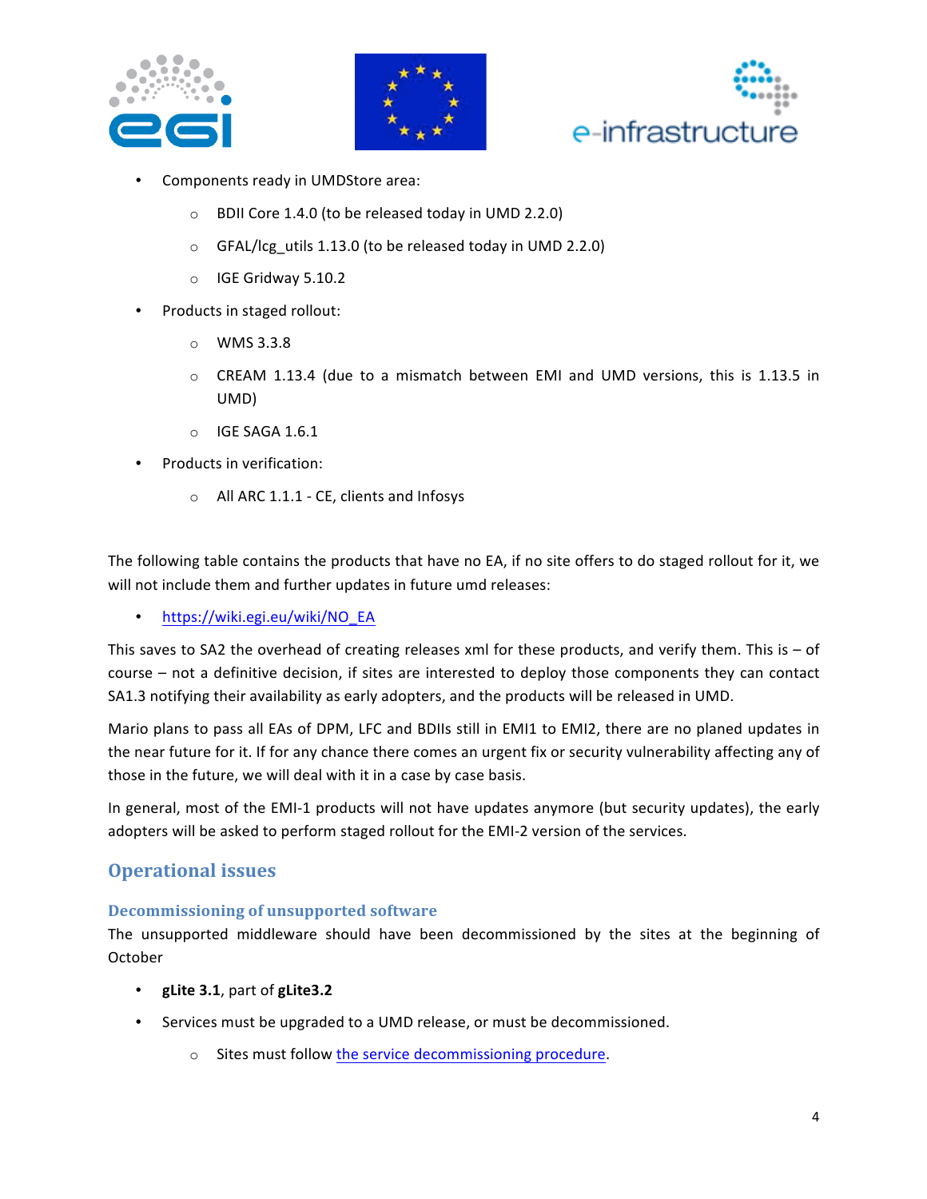- Components ready in UMDStore area:
  - BDII Core 1.4.0 (to be released today in UMD 2.2.0)
  - GFAL/lcg_utils 1.13.0 (to be released today in UMD 2.2.0)
  - IGE Gridway 5.10.2
- Products in staged rollout:
  - WMS 3.3.8
  - CREAM 1.13.4 (due to a mismatch between EMI and UMD versions, this is 1.13.5 in UMD)
  - IGE SAGA 1.6.1
- Products in verification:
  - All ARC 1.1.1 - CE, clients and Infosys

The following table contains the products that have no EA, if no site offers to do staged rollout for it, we will not include them and further updates in future umd releases:

- https://wiki.egi.eu/wiki/NO_EA

This saves to SA2 the overhead of creating releases xml for these products, and verify them. This is – of course – not a definitive decision, if sites are interested to deploy those components they can contact SA1.3 notifying their availability as early adopters, and the products will be released in UMD.

Mario plans to pass all EAs of DPM, LFC and BDIIs still in EMI1 to EMI2, there are no planed updates in the near future for it. If for any chance there comes an urgent fix or security vulnerability affecting any of those in the future, we will deal with it in a case by case basis.

In general, most of the EMI-1 products will not have updates anymore (but security updates), the early adopters will be asked to perform staged rollout for the EMI-2 version of the services.

## Operational issues

### Decommissioning of unsupported software

The unsupported middleware should have been decommissioned by the sites at the beginning of October

- **gLite 3.1**, part of **gLite3.2**
- Services must be upgraded to a UMD release, or must be decommissioned.
  - Sites must follow the service decommissioning procedure.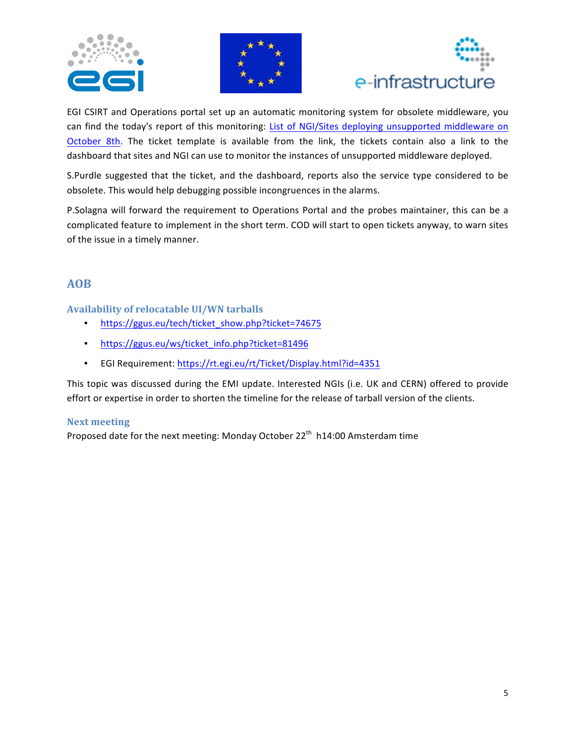EGI CSIRT and Operations portal set up an automatic monitoring system for obsolete middleware, you can find the today's report of this monitoring: List of NGI/Sites deploying unsupported middleware on October 8th. The ticket template is available from the link, the tickets contain also a link to the dashboard that sites and NGI can use to monitor the instances of unsupported middleware deployed.

S.Purdle suggested that the ticket, and the dashboard, reports also the service type considered to be obsolete. This would help debugging possible incongruences in the alarms.

P.Solagna will forward the requirement to Operations Portal and the probes maintainer, this can be a complicated feature to implement in the short term. COD will start to open tickets anyway, to warn sites of the issue in a timely manner.

## AOB

### Availability of relocatable UI/WN tarballs

- https://ggus.eu/tech/ticket_show.php?ticket=74675
- https://ggus.eu/ws/ticket_info.php?ticket=81496
- EGI Requirement: https://rt.egi.eu/rt/Ticket/Display.html?id=4351

This topic was discussed during the EMI update. Interested NGIs (i.e. UK and CERN) offered to provide effort or expertise in order to shorten the timeline for the release of tarball version of the clients.

### Next meeting

Proposed date for the next meeting: Monday October 22nd h14:00 Amsterdam time